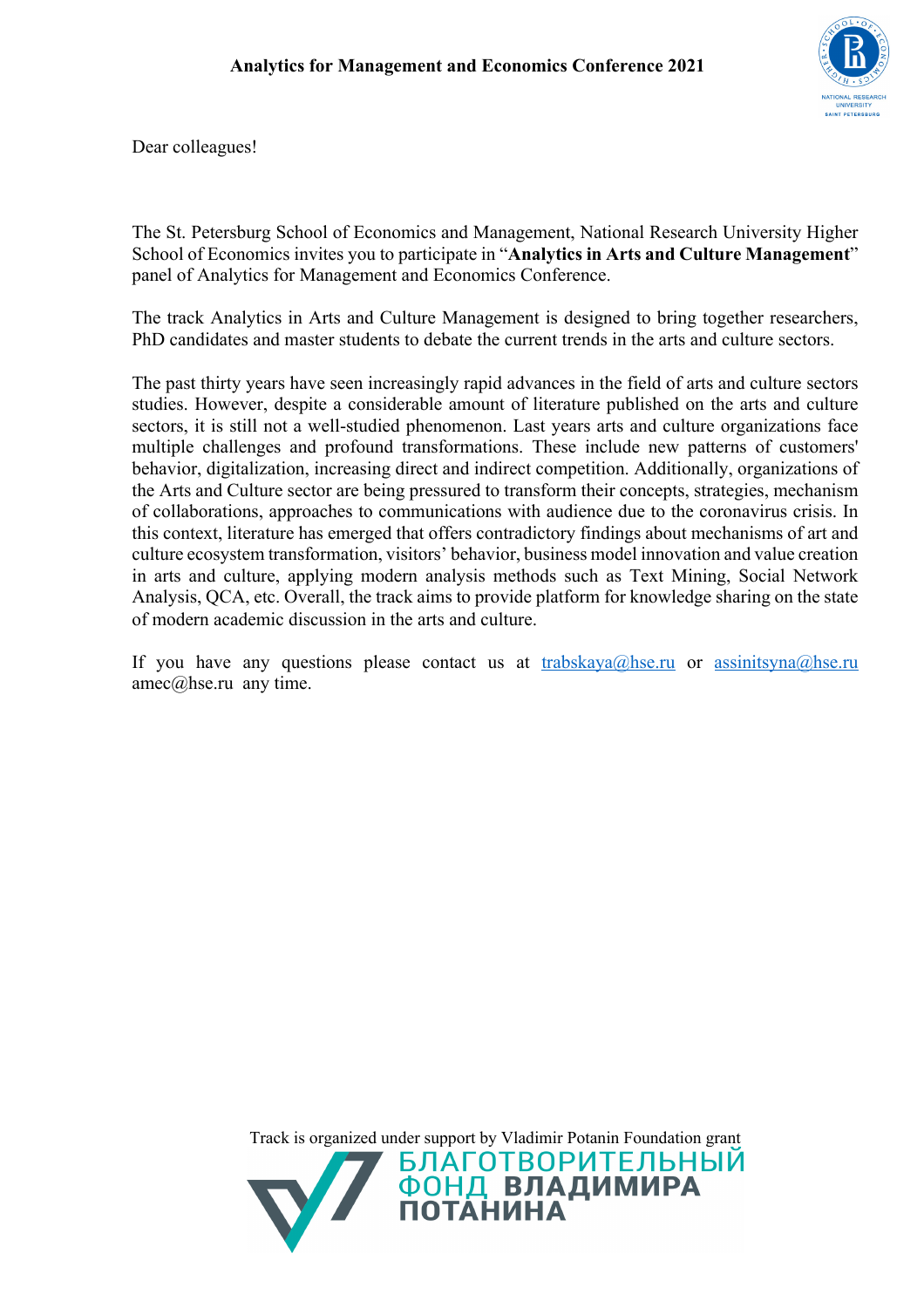# Analytics for Management and Economics Conference 2021

Dear colleagues!

The St. Petersburg School of Economics and Management, National Research University Higher School of Economics invites you to participate in "**Analytics in Arts and Culture Management**" panel of Analytics for Management and Economics Conference.

The track Analytics in Arts and Culture Management is designed to bring together researchers, PhD candidates and master students to debate the current trends in the arts and culture sectors.

The past thirty years have seen increasingly rapid advances in the field of arts and culture sectors studies. However, despite a considerable amount of literature published on the arts and culture sectors, it is still not a well-studied phenomenon. Last years arts and culture organizations face multiple challenges and profound transformations. These include new patterns of customers' behavior, digitalization, increasing direct and indirect competition. Additionally, organizations of the Arts and Culture sector are being pressured to transform their concepts, strategies, mechanism of collaborations, approaches to communications with audience due to the coronavirus crisis. In this context, literature has emerged that offers contradictory findings about mechanisms of art and culture ecosystem transformation, visitors' behavior, business model innovation and value creation in arts and culture, applying modern analysis methods such as Text Mining, Social Network Analysis, QCA, etc. Overall, the track aims to provide platform for knowledge sharing on the state of modern academic discussion in the arts and culture.

If you have any questions please contact us at trabskaya@hse.ru or assinitsyna@hse.ru amec@hse.ru any time.

Track is organized under support by Vladimir Potanin Foundation grant

БЛАГОТВОРИТЕЛЬНЫЙ ФОНД ВЛАДИМИРА ПОТАНИНА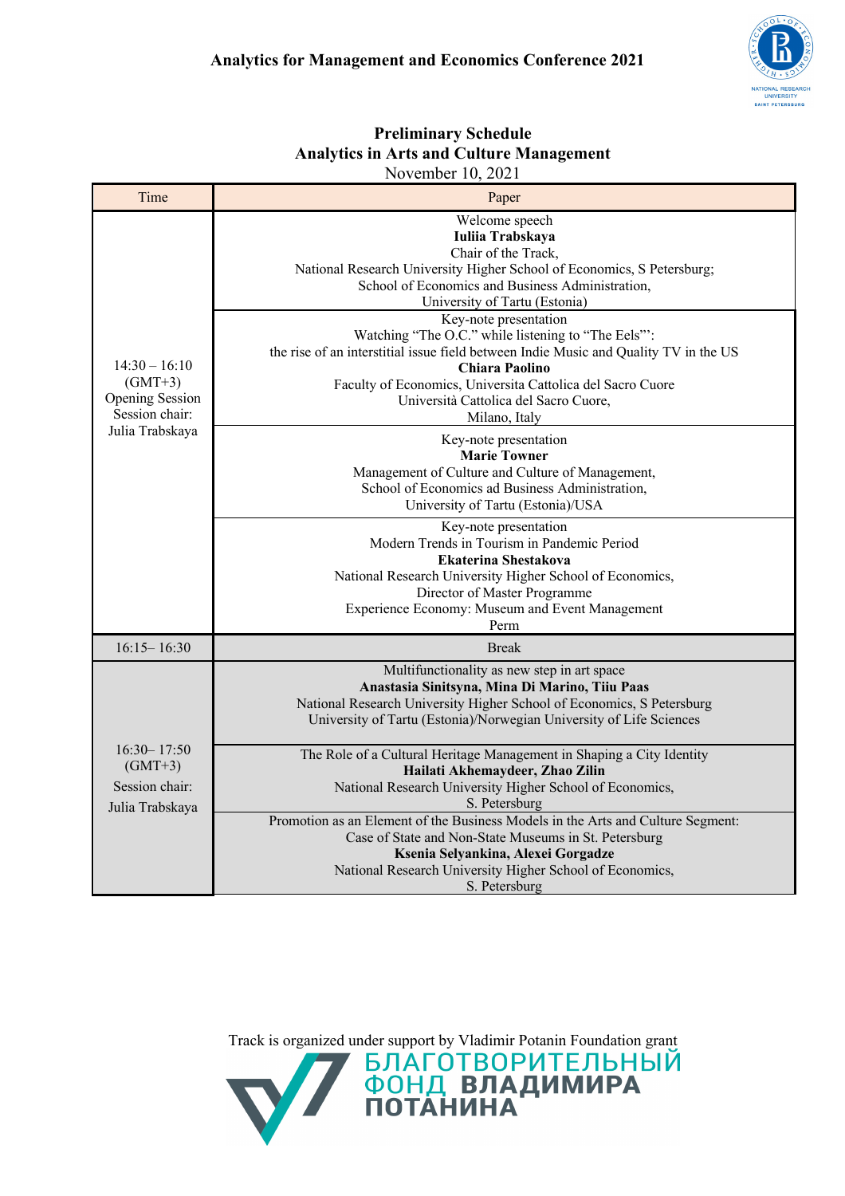# Analytics for Management and Economics Conference 2021

## Preliminary Schedule
## Analytics in Arts and Culture Management
November 10, 2021

| Time | Paper |
|---|---|
| 14:30 – 16:10 (GMT+3) Opening Session Session chair: Julia Trabskaya | Welcome speech<br>**Iuliia Trabskaya**<br>Chair of the Track,<br>National Research University Higher School of Economics, S Petersburg;<br>School of Economics and Business Administration,<br>University of Tartu (Estonia) |
| | Key-note presentation<br>Watching "The O.C." while listening to "The Eels"':<br>the rise of an interstitial issue field between Indie Music and Quality TV in the US<br>**Chiara Paolino**<br>Faculty of Economics, Universita Cattolica del Sacro Cuore<br>Università Cattolica del Sacro Cuore,<br>Milano, Italy |
| | Key-note presentation<br>**Marie Towner**<br>Management of Culture and Culture of Management,<br>School of Economics ad Business Administration,<br>University of Tartu (Estonia)/USA |
| | Key-note presentation<br>Modern Trends in Tourism in Pandemic Period<br>**Ekaterina Shestakova**<br>National Research University Higher School of Economics,<br>Director of Master Programme<br>Experience Economy: Museum and Event Management<br>Perm |
| 16:15– 16:30 | Break |
| 16:30– 17:50 (GMT+3) Session chair: Julia Trabskaya | Multifunctionality as new step in art space<br>**Anastasia Sinitsyna, Mina Di Marino, Tiiu Paas**<br>National Research University Higher School of Economics, S Petersburg<br>University of Tartu (Estonia)/Norwegian University of Life Sciences |
| | The Role of a Cultural Heritage Management in Shaping a City Identity<br>**Hailati Akhemaydeer, Zhao Zilin**<br>National Research University Higher School of Economics,<br>S. Petersburg |
| | Promotion as an Element of the Business Models in the Arts and Culture Segment:<br>Case of State and Non-State Museums in St. Petersburg<br>**Ksenia Selyankina, Alexei Gorgadze**<br>National Research University Higher School of Economics,<br>S. Petersburg |

Track is organized under support by Vladimir Potanin Foundation grant

БЛАГОТВОРИТЕЛЬНЫЙ ФОНД ВЛАДИМИРА ПОТАНИНА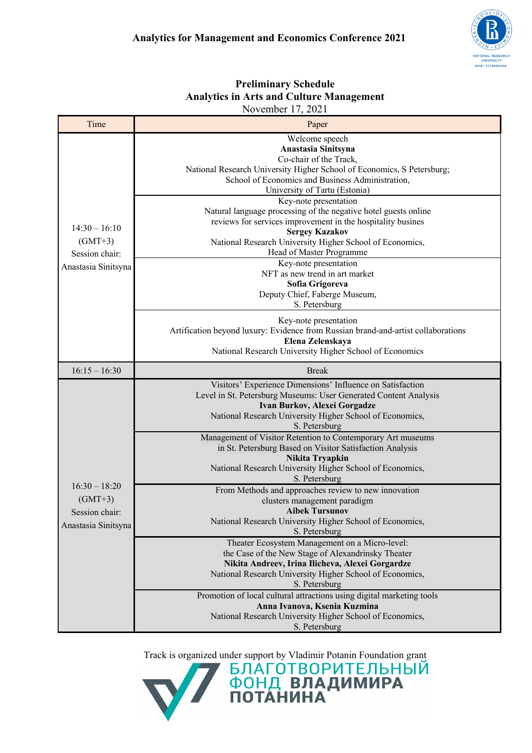# Analytics for Management and Economics Conference 2021

## Preliminary Schedule
## Analytics in Arts and Culture Management
November 17, 2021

| Time | Paper |
|---|---|
| 14:30 – 16:10 (GMT+3) Session chair: Anastasia Sinitsyna | Welcome speech **Anastasia Sinitsyna** Co-chair of the Track, National Research University Higher School of Economics, S Petersburg; School of Economics and Business Administration, University of Tartu (Estonia) |
| | Key-note presentation Natural language processing of the negative hotel guests online reviews for services improvement in the hospitality busines **Sergey Kazakov** National Research University Higher School of Economics, Head of Master Programme |
| | Key-note presentation NFT as new trend in art market **Sofia Grigoreva** Deputy Chief, Faberge Museum, S. Petersburg |
| | Key-note presentation Artification beyond luxury: Evidence from Russian brand-and-artist collaborations **Elena Zelenskaya** National Research University Higher School of Economics |
| 16:15 – 16:30 | Break |
| 16:30 – 18:20 (GMT+3) Session chair: Anastasia Sinitsyna | Visitors' Experience Dimensions' Influence on Satisfaction Level in St. Petersburg Museums: User Generated Content Analysis **Ivan Burkov, Alexei Gorgadze** National Research University Higher School of Economics, S. Petersburg |
| | Management of Visitor Retention to Contemporary Art museums in St. Petersburg Based on Visitor Satisfaction Analysis **Nikita Tryapkin** National Research University Higher School of Economics, S. Petersburg |
| | From Methods and approaches review to new innovation clusters management paradigm **Aibek Tursunov** National Research University Higher School of Economics, S. Petersburg |
| | Theater Ecosystem Management on a Micro-level: the Case of the New Stage of Alexandrinsky Theater **Nikita Andreev, Irina Ilicheva, Alexei Gorgadze** National Research University Higher School of Economics, S. Petersburg |
| | Promotion of local cultural attractions using digital marketing tools **Anna Ivanova, Ksenia Kuzmina** National Research University Higher School of Economics, S. Petersburg |

Track is organized under support by Vladimir Potanin Foundation grant

БЛАГОТВОРИТЕЛЬНЫЙ ФОНД ВЛАДИМИРА ПОТАНИНА